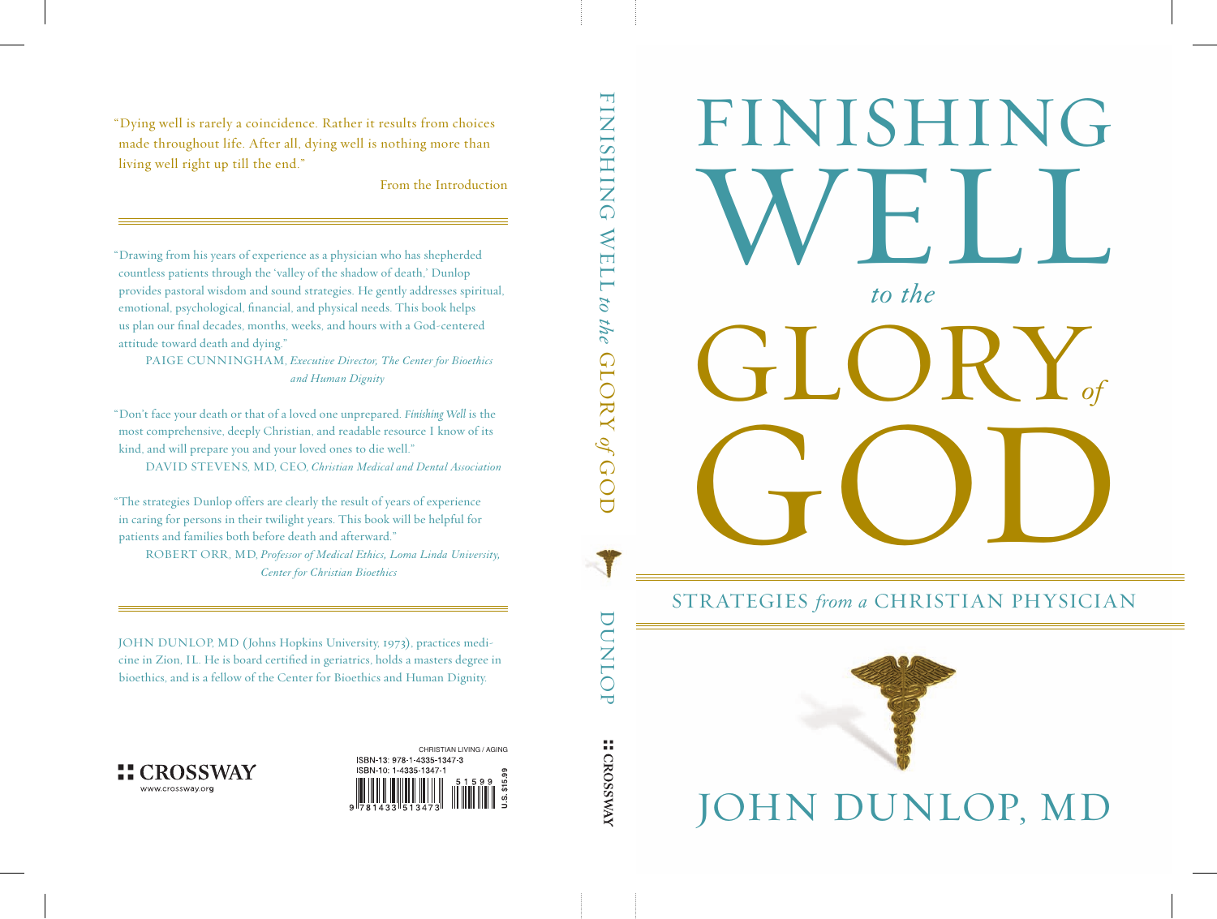# FINISHING WELL *to the* GLORY *of* GOD

## STRATEGIES *from a* CHRISTIAN PHYSICIAN

JOHN DUNLOP, MD

---

"Dying well is rarely a coincidence. Rather it results from choices made throughout life. After all, dying well is nothing more than living well right up till the end."

From the Introduction

---

"Drawing from his years of experience as a physician who has shepherded countless patients through the 'valley of the shadow of death,' Dunlop provides pastoral wisdom and sound strategies. He gently addresses spiritual, emotional, psychological, financial, and physical needs. This book helps us plan our final decades, months, weeks, and hours with a God-centered attitude toward death and dying."

PAIGE CUNNINGHAM, *Executive Director, The Center for Bioethics and Human Dignity*

"Don't face your death or that of a loved one unprepared. *Finishing Well* is the most comprehensive, deeply Christian, and readable resource I know of its kind, and will prepare you and your loved ones to die well."

DAVID STEVENS, MD, CEO, *Christian Medical and Dental Association*

"The strategies Dunlop offers are clearly the result of years of experience in caring for persons in their twilight years. This book will be helpful for patients and families both before death and afterward."

ROBERT ORR, MD, *Professor of Medical Ethics, Loma Linda University, Center for Christian Bioethics*

---

JOHN DUNLOP, MD (Johns Hopkins University, 1973), practices medicine in Zion, IL. He is board certified in geriatrics, holds a masters degree in bioethics, and is a fellow of the Center for Bioethics and Human Dignity.

CROSSWAY
www.crossway.org

CHRISTIAN LIVING / AGING
ISBN-13: 978-1-4335-1347-3
ISBN-10: 1-4335-1347-1
U.S. $15.99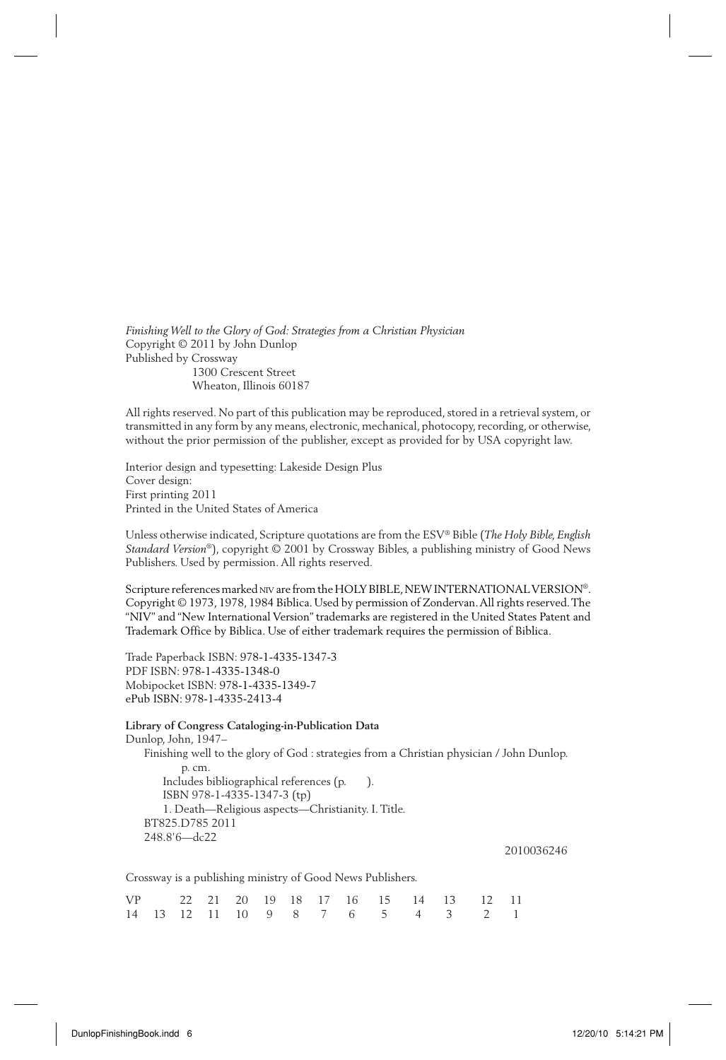*Finishing Well to the Glory of God: Strategies from a Christian Physician*
Copyright © 2011 by John Dunlop
Published by Crossway
    1300 Crescent Street
    Wheaton, Illinois 60187

All rights reserved. No part of this publication may be reproduced, stored in a retrieval system, or transmitted in any form by any means, electronic, mechanical, photocopy, recording, or otherwise, without the prior permission of the publisher, except as provided for by USA copyright law.

Interior design and typesetting: Lakeside Design Plus
Cover design:
First printing 2011
Printed in the United States of America

Unless otherwise indicated, Scripture quotations are from the ESV® Bible (*The Holy Bible, English Standard Version®*), copyright © 2001 by Crossway Bibles, a publishing ministry of Good News Publishers. Used by permission. All rights reserved.

Scripture references marked NIV are from the HOLY BIBLE, NEW INTERNATIONAL VERSION®. Copyright © 1973, 1978, 1984 Biblica. Used by permission of Zondervan. All rights reserved. The "NIV" and "New International Version" trademarks are registered in the United States Patent and Trademark Office by Biblica. Use of either trademark requires the permission of Biblica.

Trade Paperback ISBN: 978-1-4335-1347-3
PDF ISBN: 978-1-4335-1348-0
Mobipocket ISBN: 978-1-4335-1349-7
ePub ISBN: 978-1-4335-2413-4

**Library of Congress Cataloging-in-Publication Data**

Dunlop, John, 1947–
    Finishing well to the glory of God : strategies from a Christian physician / John Dunlop.
        p. cm.
    Includes bibliographical references (p.    ).
    ISBN 978-1-4335-1347-3 (tp)
    1. Death—Religious aspects—Christianity. I. Title.
BT825.D785 2011
248.8'6—dc22

2010036246

Crossway is a publishing ministry of Good News Publishers.

VP    22 21 20 19 18 17 16 15 14 13 12 11
14 13 12 11 10 9 8 7 6 5 4 3 2 1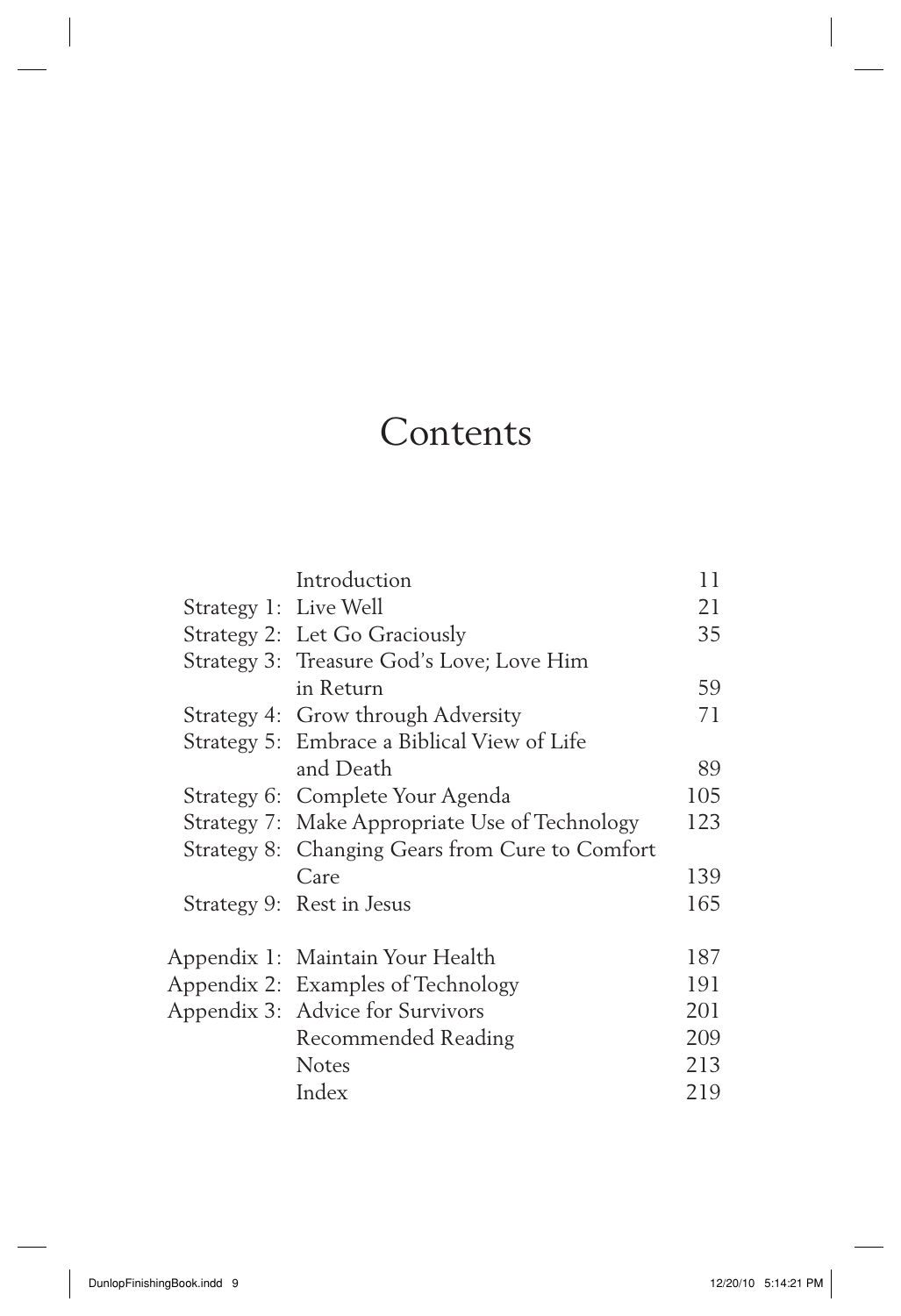# Contents

| | | |
|---|---|---|
| | Introduction | 11 |
| Strategy 1: | Live Well | 21 |
| Strategy 2: | Let Go Graciously | 35 |
| Strategy 3: | Treasure God's Love; Love Him in Return | 59 |
| Strategy 4: | Grow through Adversity | 71 |
| Strategy 5: | Embrace a Biblical View of Life and Death | 89 |
| Strategy 6: | Complete Your Agenda | 105 |
| Strategy 7: | Make Appropriate Use of Technology | 123 |
| Strategy 8: | Changing Gears from Cure to Comfort Care | 139 |
| Strategy 9: | Rest in Jesus | 165 |
| Appendix 1: | Maintain Your Health | 187 |
| Appendix 2: | Examples of Technology | 191 |
| Appendix 3: | Advice for Survivors | 201 |
| | Recommended Reading | 209 |
| | Notes | 213 |
| | Index | 219 |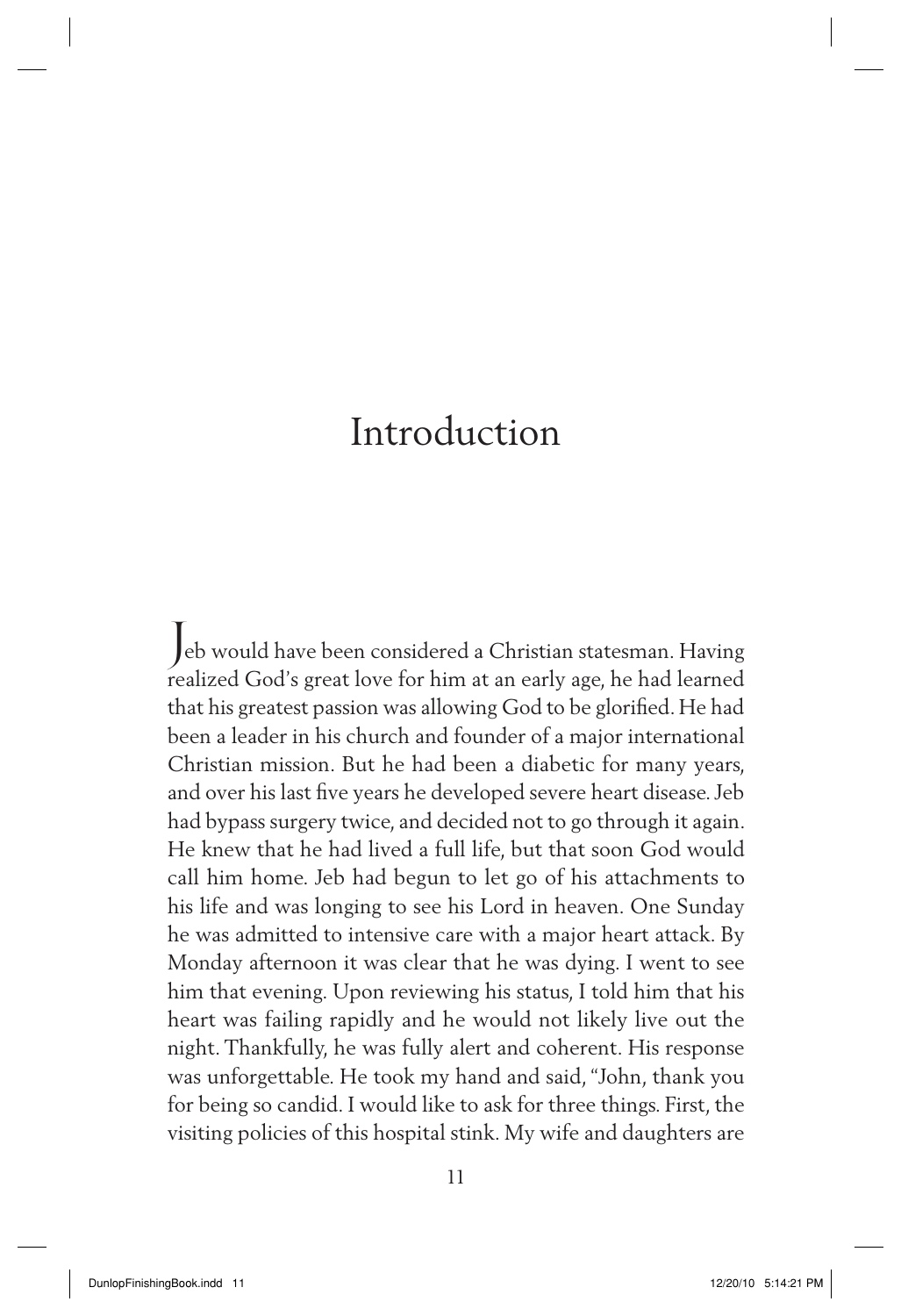# Introduction

Jeb would have been considered a Christian statesman. Having realized God's great love for him at an early age, he had learned that his greatest passion was allowing God to be glorified. He had been a leader in his church and founder of a major international Christian mission. But he had been a diabetic for many years, and over his last five years he developed severe heart disease. Jeb had bypass surgery twice, and decided not to go through it again. He knew that he had lived a full life, but that soon God would call him home. Jeb had begun to let go of his attachments to his life and was longing to see his Lord in heaven. One Sunday he was admitted to intensive care with a major heart attack. By Monday afternoon it was clear that he was dying. I went to see him that evening. Upon reviewing his status, I told him that his heart was failing rapidly and he would not likely live out the night. Thankfully, he was fully alert and coherent. His response was unforgettable. He took my hand and said, "John, thank you for being so candid. I would like to ask for three things. First, the visiting policies of this hospital stink. My wife and daughters are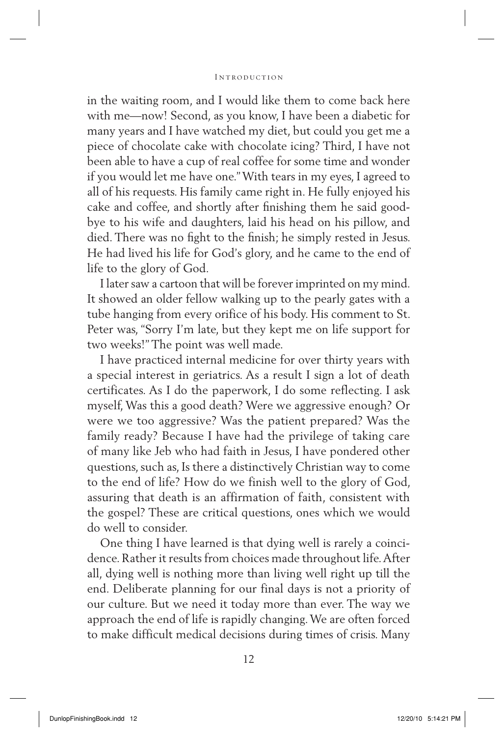in the waiting room, and I would like them to come back here with me—now! Second, as you know, I have been a diabetic for many years and I have watched my diet, but could you get me a piece of chocolate cake with chocolate icing? Third, I have not been able to have a cup of real coffee for some time and wonder if you would let me have one." With tears in my eyes, I agreed to all of his requests. His family came right in. He fully enjoyed his cake and coffee, and shortly after finishing them he said goodbye to his wife and daughters, laid his head on his pillow, and died. There was no fight to the finish; he simply rested in Jesus. He had lived his life for God's glory, and he came to the end of life to the glory of God.

I later saw a cartoon that will be forever imprinted on my mind. It showed an older fellow walking up to the pearly gates with a tube hanging from every orifice of his body. His comment to St. Peter was, "Sorry I'm late, but they kept me on life support for two weeks!" The point was well made.

I have practiced internal medicine for over thirty years with a special interest in geriatrics. As a result I sign a lot of death certificates. As I do the paperwork, I do some reflecting. I ask myself, Was this a good death? Were we aggressive enough? Or were we too aggressive? Was the patient prepared? Was the family ready? Because I have had the privilege of taking care of many like Jeb who had faith in Jesus, I have pondered other questions, such as, Is there a distinctively Christian way to come to the end of life? How do we finish well to the glory of God, assuring that death is an affirmation of faith, consistent with the gospel? These are critical questions, ones which we would do well to consider.

One thing I have learned is that dying well is rarely a coincidence. Rather it results from choices made throughout life. After all, dying well is nothing more than living well right up till the end. Deliberate planning for our final days is not a priority of our culture. But we need it today more than ever. The way we approach the end of life is rapidly changing. We are often forced to make difficult medical decisions during times of crisis. Many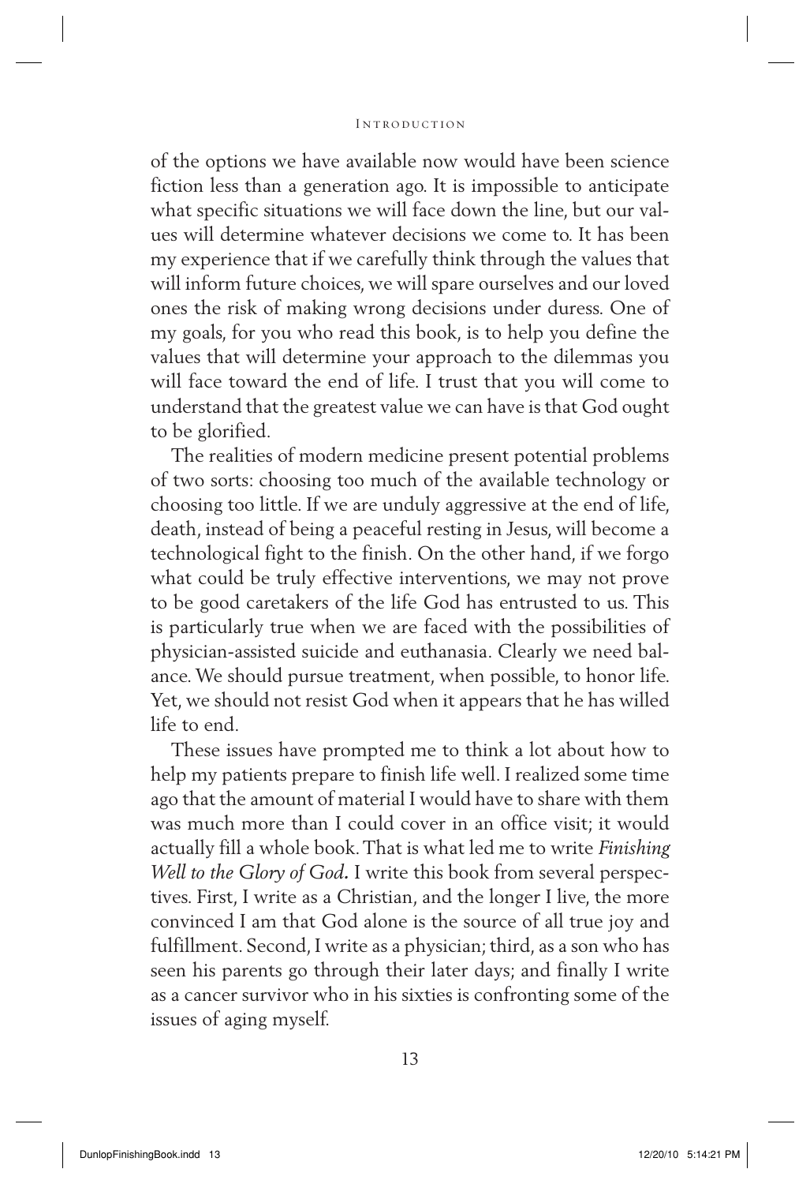of the options we have available now would have been science fiction less than a generation ago. It is impossible to anticipate what specific situations we will face down the line, but our values will determine whatever decisions we come to. It has been my experience that if we carefully think through the values that will inform future choices, we will spare ourselves and our loved ones the risk of making wrong decisions under duress. One of my goals, for you who read this book, is to help you define the values that will determine your approach to the dilemmas you will face toward the end of life. I trust that you will come to understand that the greatest value we can have is that God ought to be glorified.

The realities of modern medicine present potential problems of two sorts: choosing too much of the available technology or choosing too little. If we are unduly aggressive at the end of life, death, instead of being a peaceful resting in Jesus, will become a technological fight to the finish. On the other hand, if we forgo what could be truly effective interventions, we may not prove to be good caretakers of the life God has entrusted to us. This is particularly true when we are faced with the possibilities of physician-assisted suicide and euthanasia. Clearly we need balance. We should pursue treatment, when possible, to honor life. Yet, we should not resist God when it appears that he has willed life to end.

These issues have prompted me to think a lot about how to help my patients prepare to finish life well. I realized some time ago that the amount of material I would have to share with them was much more than I could cover in an office visit; it would actually fill a whole book. That is what led me to write *Finishing Well to the Glory of God.* I write this book from several perspectives. First, I write as a Christian, and the longer I live, the more convinced I am that God alone is the source of all true joy and fulfillment. Second, I write as a physician; third, as a son who has seen his parents go through their later days; and finally I write as a cancer survivor who in his sixties is confronting some of the issues of aging myself.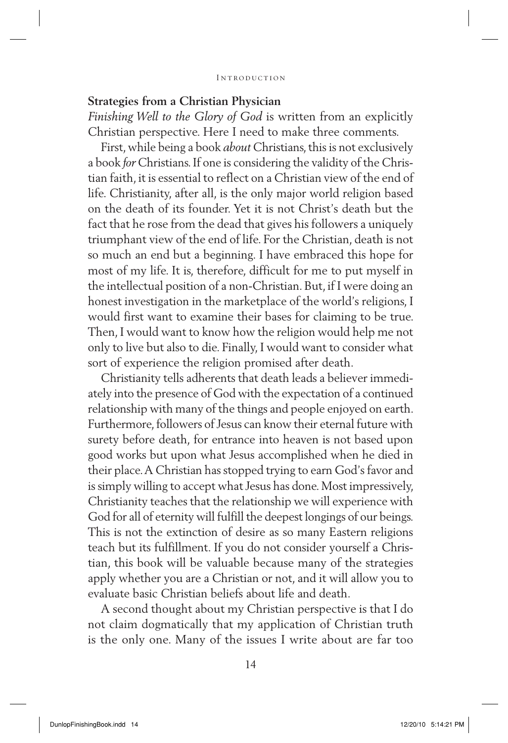### Strategies from a Christian Physician

*Finishing Well to the Glory of God* is written from an explicitly Christian perspective. Here I need to make three comments.

First, while being a book *about* Christians, this is not exclusively a book *for* Christians. If one is considering the validity of the Christian faith, it is essential to reflect on a Christian view of the end of life. Christianity, after all, is the only major world religion based on the death of its founder. Yet it is not Christ's death but the fact that he rose from the dead that gives his followers a uniquely triumphant view of the end of life. For the Christian, death is not so much an end but a beginning. I have embraced this hope for most of my life. It is, therefore, difficult for me to put myself in the intellectual position of a non-Christian. But, if I were doing an honest investigation in the marketplace of the world's religions, I would first want to examine their bases for claiming to be true. Then, I would want to know how the religion would help me not only to live but also to die. Finally, I would want to consider what sort of experience the religion promised after death.

Christianity tells adherents that death leads a believer immediately into the presence of God with the expectation of a continued relationship with many of the things and people enjoyed on earth. Furthermore, followers of Jesus can know their eternal future with surety before death, for entrance into heaven is not based upon good works but upon what Jesus accomplished when he died in their place. A Christian has stopped trying to earn God's favor and is simply willing to accept what Jesus has done. Most impressively, Christianity teaches that the relationship we will experience with God for all of eternity will fulfill the deepest longings of our beings. This is not the extinction of desire as so many Eastern religions teach but its fulfillment. If you do not consider yourself a Christian, this book will be valuable because many of the strategies apply whether you are a Christian or not, and it will allow you to evaluate basic Christian beliefs about life and death.

A second thought about my Christian perspective is that I do not claim dogmatically that my application of Christian truth is the only one. Many of the issues I write about are far too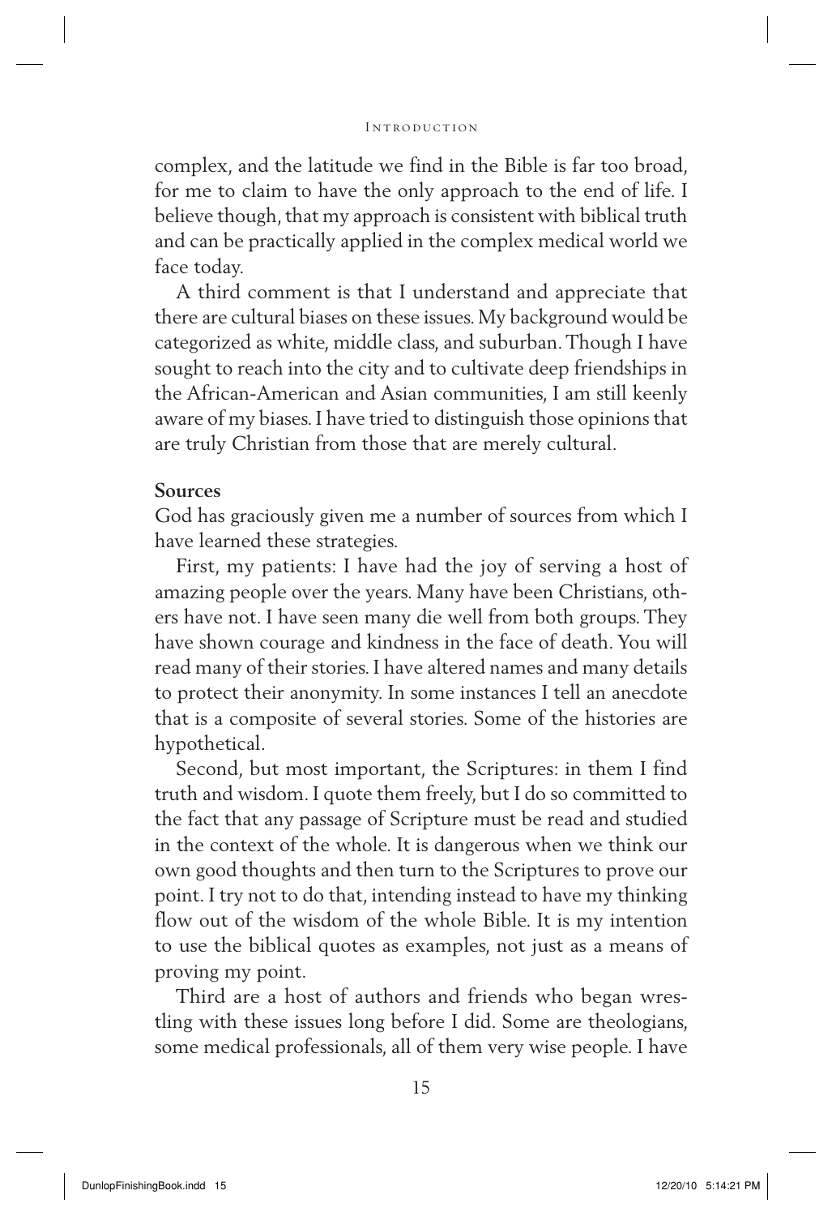complex, and the latitude we find in the Bible is far too broad, for me to claim to have the only approach to the end of life. I believe though, that my approach is consistent with biblical truth and can be practically applied in the complex medical world we face today.

A third comment is that I understand and appreciate that there are cultural biases on these issues. My background would be categorized as white, middle class, and suburban. Though I have sought to reach into the city and to cultivate deep friendships in the African-American and Asian communities, I am still keenly aware of my biases. I have tried to distinguish those opinions that are truly Christian from those that are merely cultural.

**Sources**

God has graciously given me a number of sources from which I have learned these strategies.

First, my patients: I have had the joy of serving a host of amazing people over the years. Many have been Christians, others have not. I have seen many die well from both groups. They have shown courage and kindness in the face of death. You will read many of their stories. I have altered names and many details to protect their anonymity. In some instances I tell an anecdote that is a composite of several stories. Some of the histories are hypothetical.

Second, but most important, the Scriptures: in them I find truth and wisdom. I quote them freely, but I do so committed to the fact that any passage of Scripture must be read and studied in the context of the whole. It is dangerous when we think our own good thoughts and then turn to the Scriptures to prove our point. I try not to do that, intending instead to have my thinking flow out of the wisdom of the whole Bible. It is my intention to use the biblical quotes as examples, not just as a means of proving my point.

Third are a host of authors and friends who began wrestling with these issues long before I did. Some are theologians, some medical professionals, all of them very wise people. I have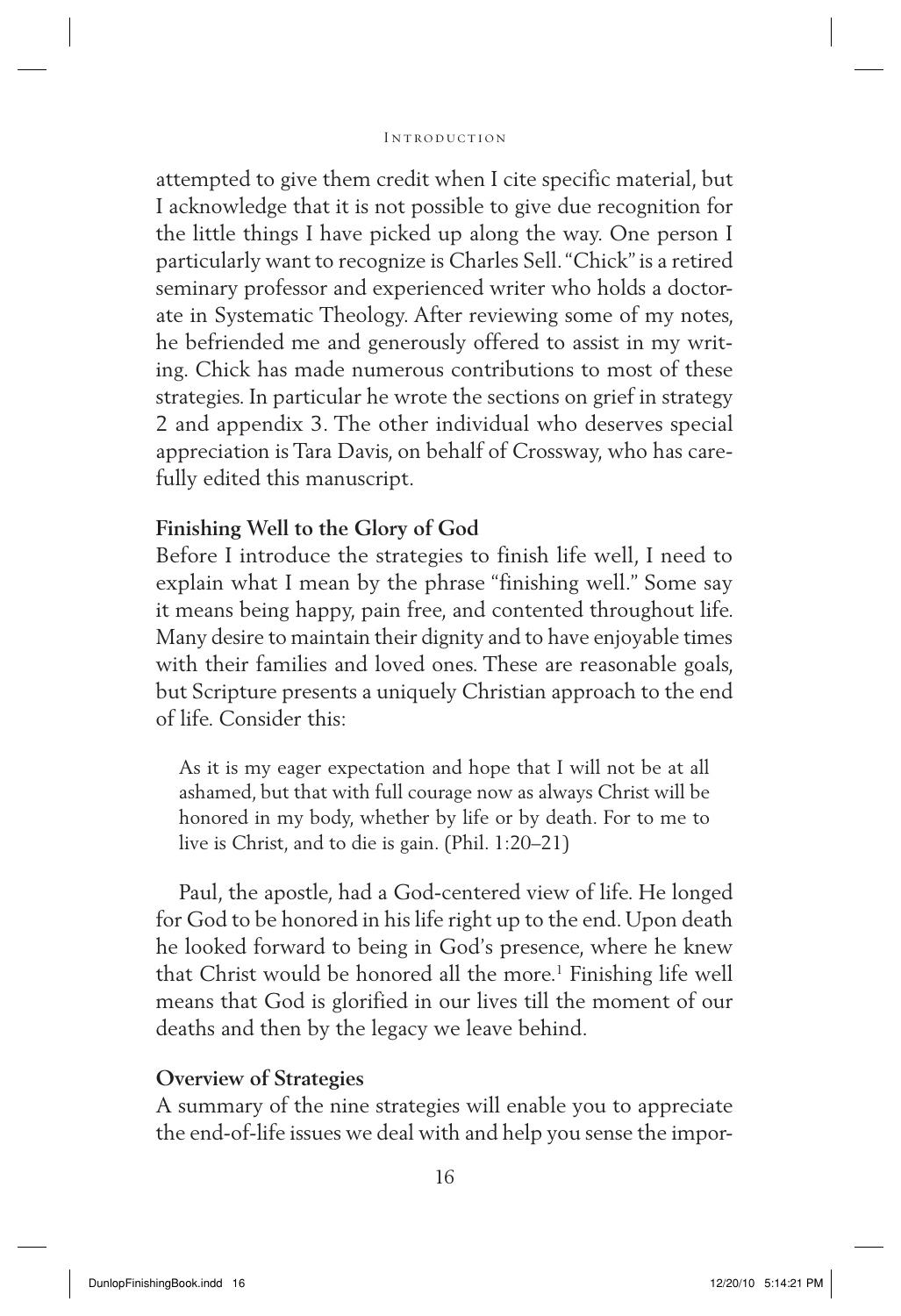attempted to give them credit when I cite specific material, but I acknowledge that it is not possible to give due recognition for the little things I have picked up along the way. One person I particularly want to recognize is Charles Sell. "Chick" is a retired seminary professor and experienced writer who holds a doctorate in Systematic Theology. After reviewing some of my notes, he befriended me and generously offered to assist in my writing. Chick has made numerous contributions to most of these strategies. In particular he wrote the sections on grief in strategy 2 and appendix 3. The other individual who deserves special appreciation is Tara Davis, on behalf of Crossway, who has carefully edited this manuscript.

**Finishing Well to the Glory of God**

Before I introduce the strategies to finish life well, I need to explain what I mean by the phrase "finishing well." Some say it means being happy, pain free, and contented throughout life. Many desire to maintain their dignity and to have enjoyable times with their families and loved ones. These are reasonable goals, but Scripture presents a uniquely Christian approach to the end of life. Consider this:

> As it is my eager expectation and hope that I will not be at all ashamed, but that with full courage now as always Christ will be honored in my body, whether by life or by death. For to me to live is Christ, and to die is gain. (Phil. 1:20–21)

Paul, the apostle, had a God-centered view of life. He longed for God to be honored in his life right up to the end. Upon death he looked forward to being in God's presence, where he knew that Christ would be honored all the more.[1] Finishing life well means that God is glorified in our lives till the moment of our deaths and then by the legacy we leave behind.

**Overview of Strategies**

A summary of the nine strategies will enable you to appreciate the end-of-life issues we deal with and help you sense the impor-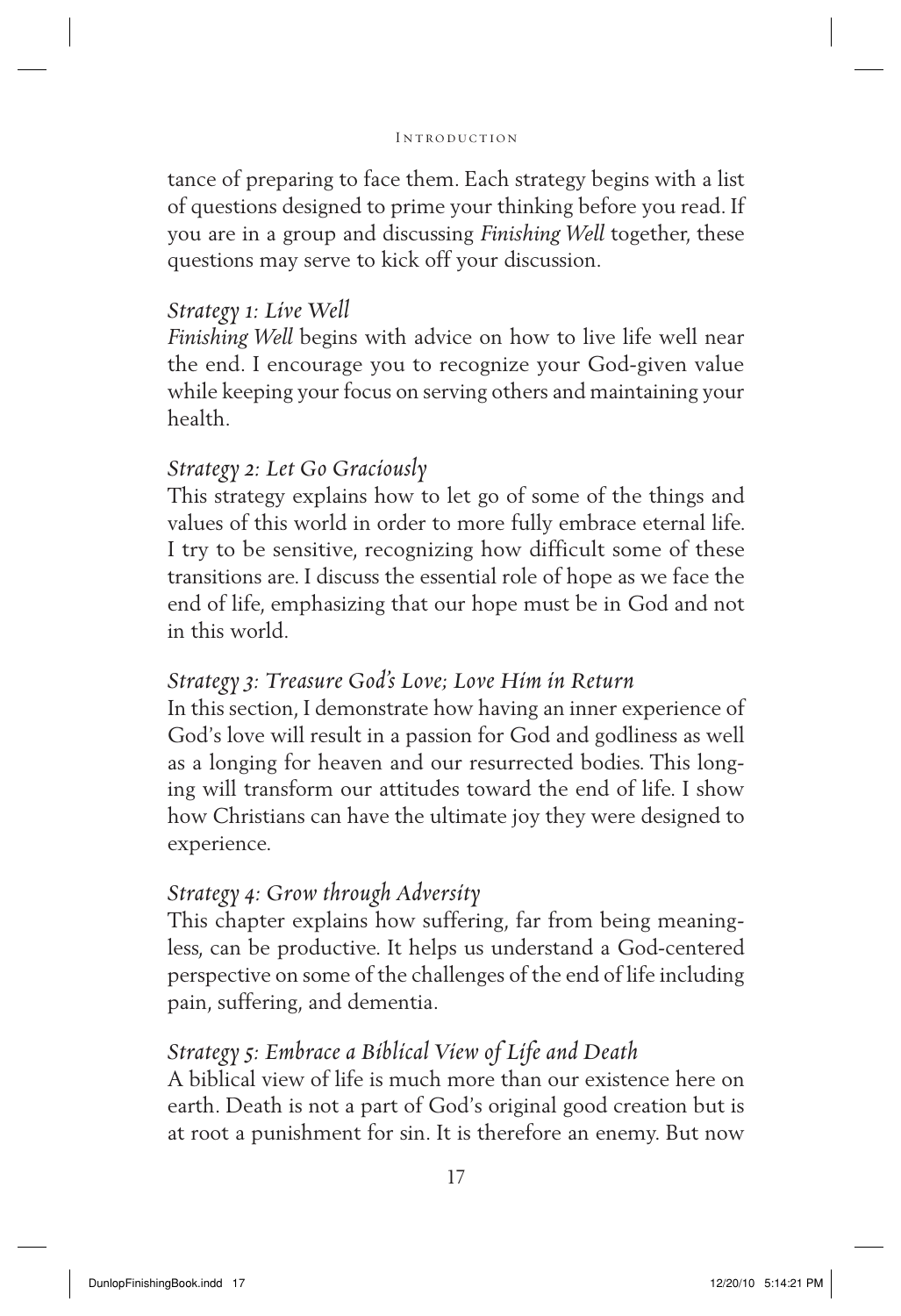tance of preparing to face them. Each strategy begins with a list of questions designed to prime your thinking before you read. If you are in a group and discussing *Finishing Well* together, these questions may serve to kick off your discussion.

### *Strategy 1: Live Well*

*Finishing Well* begins with advice on how to live life well near the end. I encourage you to recognize your God-given value while keeping your focus on serving others and maintaining your health.

### *Strategy 2: Let Go Graciously*

This strategy explains how to let go of some of the things and values of this world in order to more fully embrace eternal life. I try to be sensitive, recognizing how difficult some of these transitions are. I discuss the essential role of hope as we face the end of life, emphasizing that our hope must be in God and not in this world.

### *Strategy 3: Treasure God's Love; Love Him in Return*

In this section, I demonstrate how having an inner experience of God's love will result in a passion for God and godliness as well as a longing for heaven and our resurrected bodies. This longing will transform our attitudes toward the end of life. I show how Christians can have the ultimate joy they were designed to experience.

### *Strategy 4: Grow through Adversity*

This chapter explains how suffering, far from being meaningless, can be productive. It helps us understand a God-centered perspective on some of the challenges of the end of life including pain, suffering, and dementia.

### *Strategy 5: Embrace a Biblical View of Life and Death*

A biblical view of life is much more than our existence here on earth. Death is not a part of God's original good creation but is at root a punishment for sin. It is therefore an enemy. But now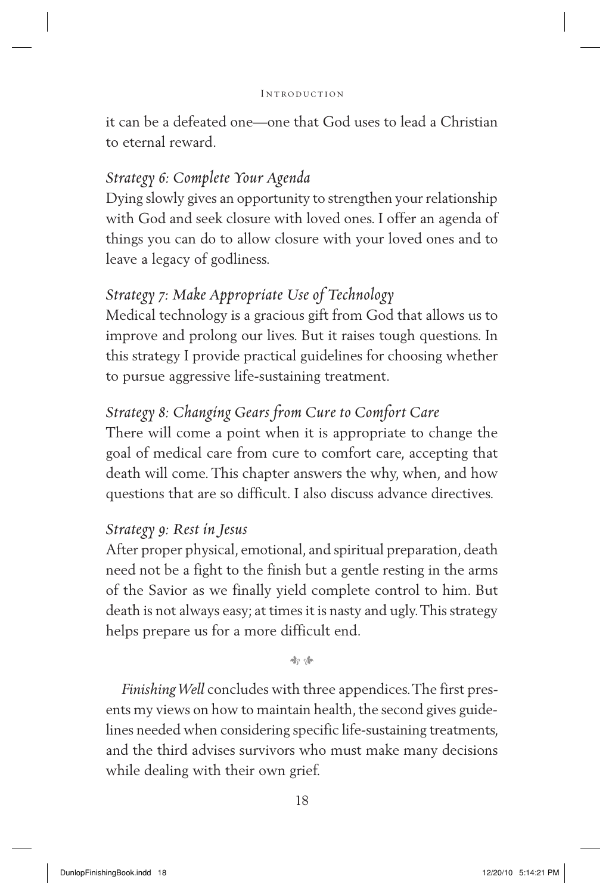it can be a defeated one—one that God uses to lead a Christian to eternal reward.

### *Strategy 6: Complete Your Agenda*

Dying slowly gives an opportunity to strengthen your relationship with God and seek closure with loved ones. I offer an agenda of things you can do to allow closure with your loved ones and to leave a legacy of godliness.

### *Strategy 7: Make Appropriate Use of Technology*

Medical technology is a gracious gift from God that allows us to improve and prolong our lives. But it raises tough questions. In this strategy I provide practical guidelines for choosing whether to pursue aggressive life-sustaining treatment.

### *Strategy 8: Changing Gears from Cure to Comfort Care*

There will come a point when it is appropriate to change the goal of medical care from cure to comfort care, accepting that death will come. This chapter answers the why, when, and how questions that are so difficult. I also discuss advance directives.

### *Strategy 9: Rest in Jesus*

After proper physical, emotional, and spiritual preparation, death need not be a fight to the finish but a gentle resting in the arms of the Savior as we finally yield complete control to him. But death is not always easy; at times it is nasty and ugly. This strategy helps prepare us for a more difficult end.

*Finishing Well* concludes with three appendices. The first presents my views on how to maintain health, the second gives guidelines needed when considering specific life-sustaining treatments, and the third advises survivors who must make many decisions while dealing with their own grief.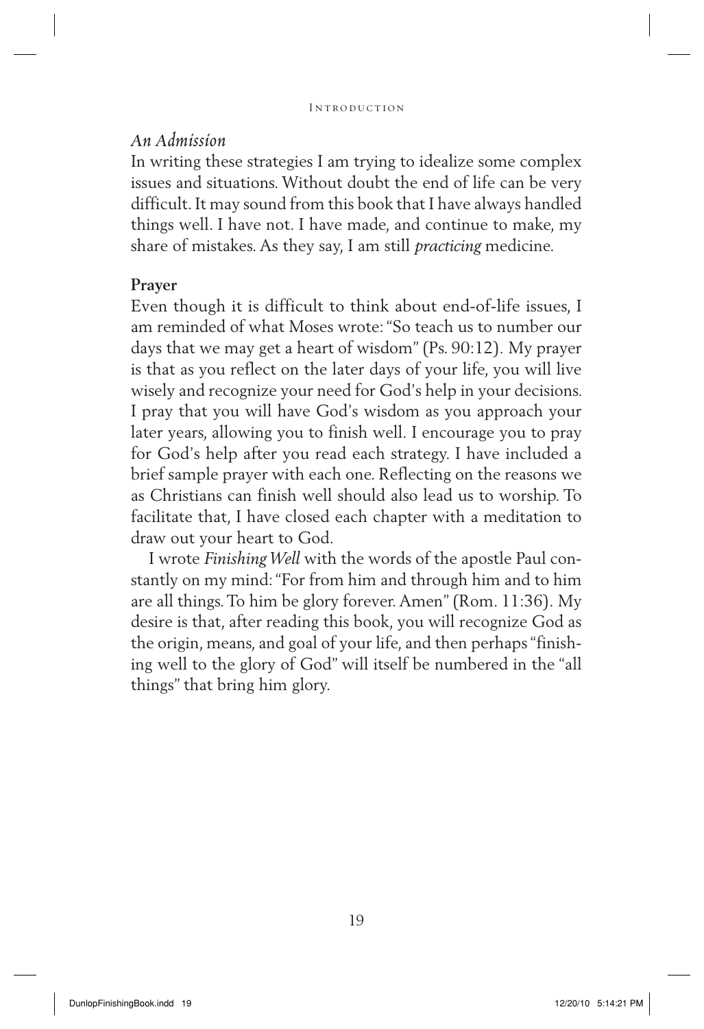### *An Admission*

In writing these strategies I am trying to idealize some complex issues and situations. Without doubt the end of life can be very difficult. It may sound from this book that I have always handled things well. I have not. I have made, and continue to make, my share of mistakes. As they say, I am still *practicing* medicine.

### **Prayer**

Even though it is difficult to think about end-of-life issues, I am reminded of what Moses wrote: "So teach us to number our days that we may get a heart of wisdom" (Ps. 90:12). My prayer is that as you reflect on the later days of your life, you will live wisely and recognize your need for God's help in your decisions. I pray that you will have God's wisdom as you approach your later years, allowing you to finish well. I encourage you to pray for God's help after you read each strategy. I have included a brief sample prayer with each one. Reflecting on the reasons we as Christians can finish well should also lead us to worship. To facilitate that, I have closed each chapter with a meditation to draw out your heart to God.

I wrote *Finishing Well* with the words of the apostle Paul constantly on my mind: "For from him and through him and to him are all things. To him be glory forever. Amen" (Rom. 11:36). My desire is that, after reading this book, you will recognize God as the origin, means, and goal of your life, and then perhaps "finishing well to the glory of God" will itself be numbered in the "all things" that bring him glory.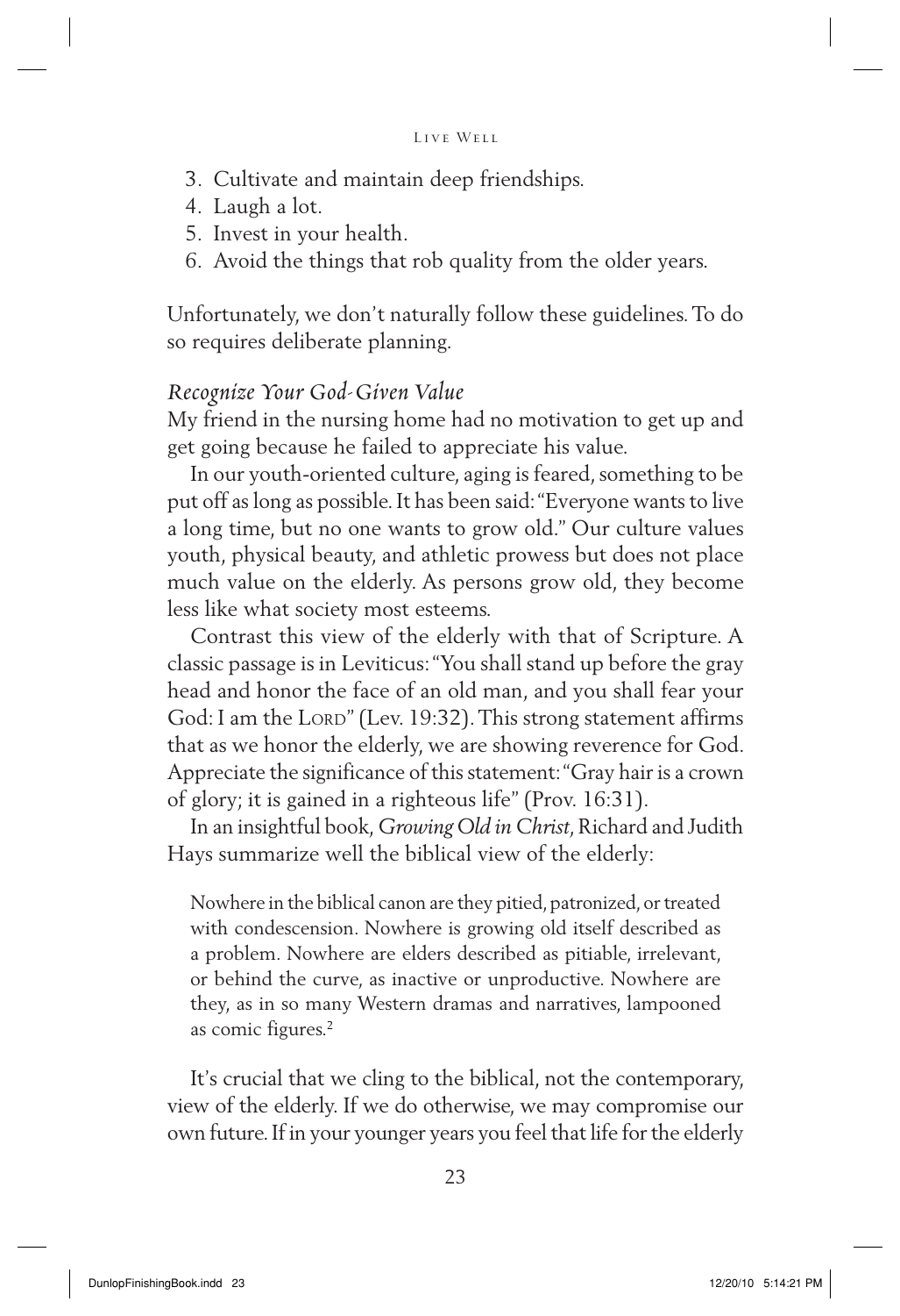3. Cultivate and maintain deep friendships.
4. Laugh a lot.
5. Invest in your health.
6. Avoid the things that rob quality from the older years.

Unfortunately, we don't naturally follow these guidelines. To do so requires deliberate planning.

### *Recognize Your God-Given Value*

My friend in the nursing home had no motivation to get up and get going because he failed to appreciate his value.

In our youth-oriented culture, aging is feared, something to be put off as long as possible. It has been said: "Everyone wants to live a long time, but no one wants to grow old." Our culture values youth, physical beauty, and athletic prowess but does not place much value on the elderly. As persons grow old, they become less like what society most esteems.

Contrast this view of the elderly with that of Scripture. A classic passage is in Leviticus: "You shall stand up before the gray head and honor the face of an old man, and you shall fear your God: I am the LORD" (Lev. 19:32). This strong statement affirms that as we honor the elderly, we are showing reverence for God. Appreciate the significance of this statement: "Gray hair is a crown of glory; it is gained in a righteous life" (Prov. 16:31).

In an insightful book, *Growing Old in Christ*, Richard and Judith Hays summarize well the biblical view of the elderly:

> Nowhere in the biblical canon are they pitied, patronized, or treated with condescension. Nowhere is growing old itself described as a problem. Nowhere are elders described as pitiable, irrelevant, or behind the curve, as inactive or unproductive. Nowhere are they, as in so many Western dramas and narratives, lampooned as comic figures.[2]

It's crucial that we cling to the biblical, not the contemporary, view of the elderly. If we do otherwise, we may compromise our own future. If in your younger years you feel that life for the elderly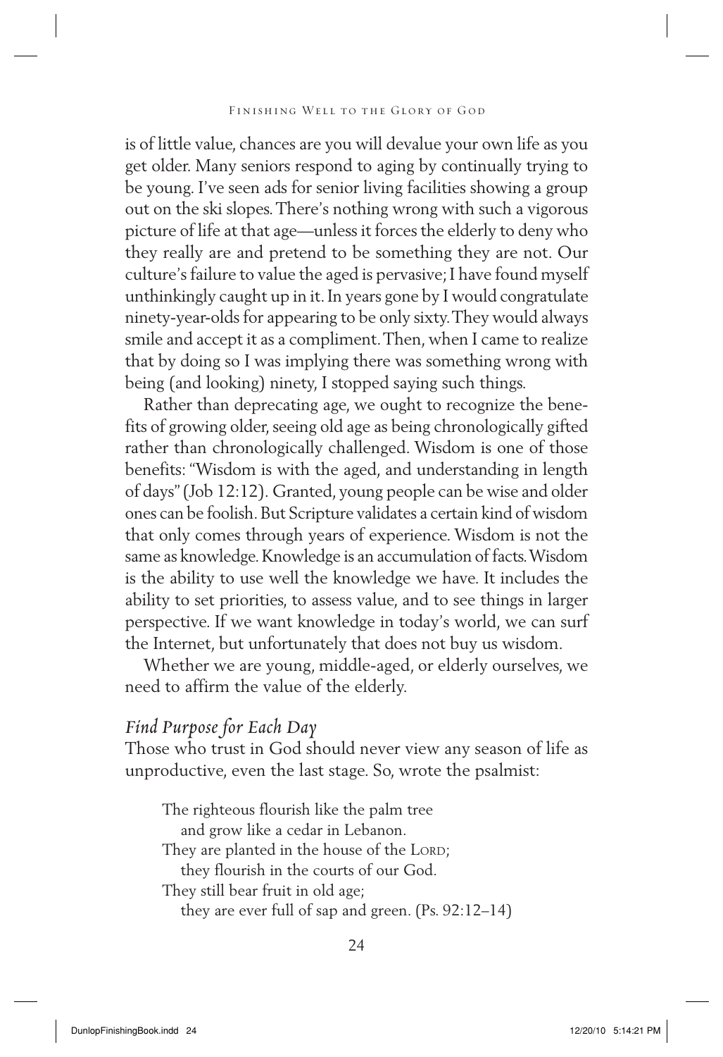is of little value, chances are you will devalue your own life as you get older. Many seniors respond to aging by continually trying to be young. I've seen ads for senior living facilities showing a group out on the ski slopes. There's nothing wrong with such a vigorous picture of life at that age—unless it forces the elderly to deny who they really are and pretend to be something they are not. Our culture's failure to value the aged is pervasive; I have found myself unthinkingly caught up in it. In years gone by I would congratulate ninety-year-olds for appearing to be only sixty. They would always smile and accept it as a compliment. Then, when I came to realize that by doing so I was implying there was something wrong with being (and looking) ninety, I stopped saying such things.

Rather than deprecating age, we ought to recognize the benefits of growing older, seeing old age as being chronologically gifted rather than chronologically challenged. Wisdom is one of those benefits: "Wisdom is with the aged, and understanding in length of days" (Job 12:12). Granted, young people can be wise and older ones can be foolish. But Scripture validates a certain kind of wisdom that only comes through years of experience. Wisdom is not the same as knowledge. Knowledge is an accumulation of facts. Wisdom is the ability to use well the knowledge we have. It includes the ability to set priorities, to assess value, and to see things in larger perspective. If we want knowledge in today's world, we can surf the Internet, but unfortunately that does not buy us wisdom.

Whether we are young, middle-aged, or elderly ourselves, we need to affirm the value of the elderly.

### *Find Purpose for Each Day*

Those who trust in God should never view any season of life as unproductive, even the last stage. So, wrote the psalmist:

> The righteous flourish like the palm tree
> and grow like a cedar in Lebanon.
> They are planted in the house of the LORD;
> they flourish in the courts of our God.
> They still bear fruit in old age;
> they are ever full of sap and green. (Ps. 92:12–14)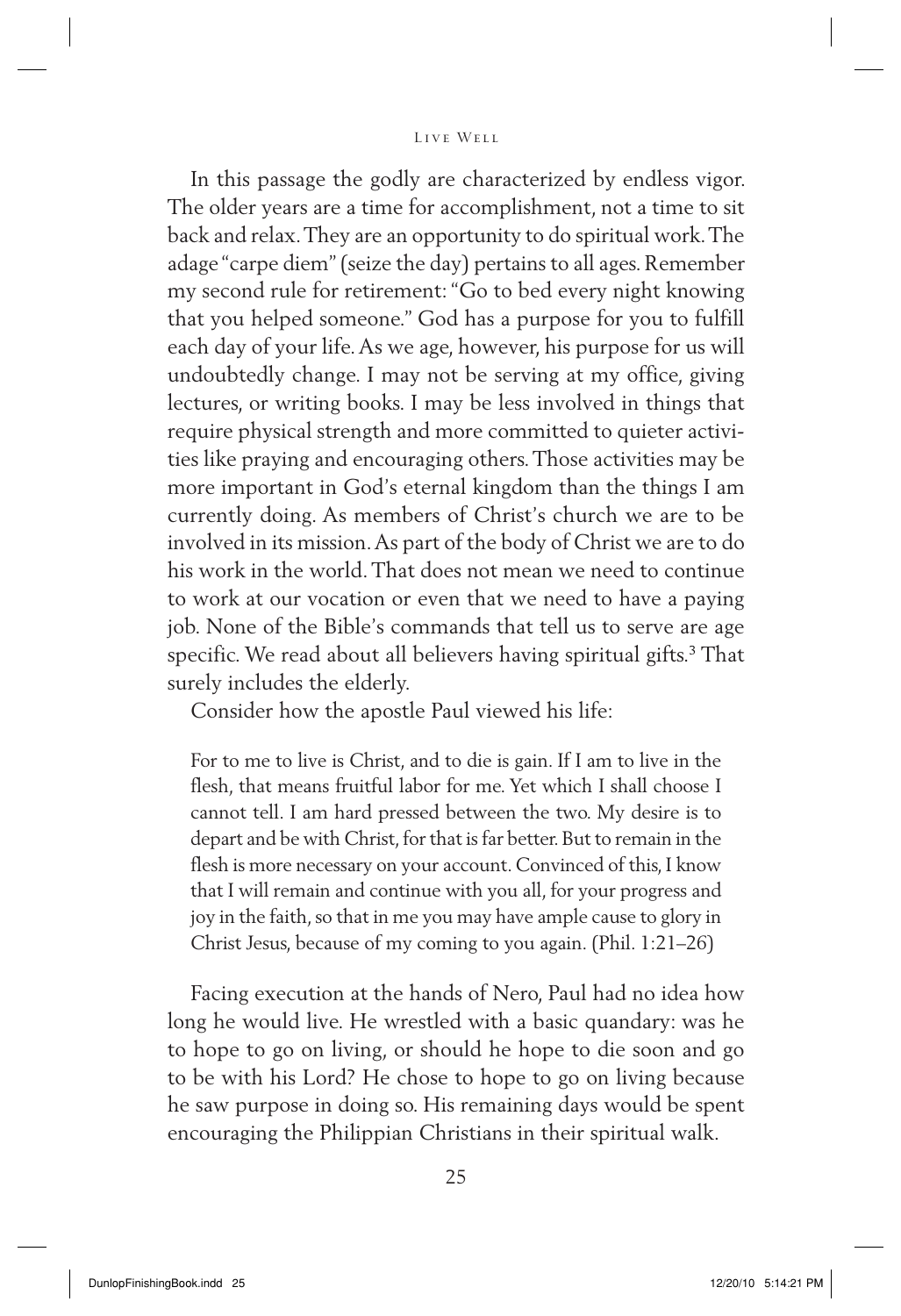In this passage the godly are characterized by endless vigor. The older years are a time for accomplishment, not a time to sit back and relax. They are an opportunity to do spiritual work. The adage "carpe diem" (seize the day) pertains to all ages. Remember my second rule for retirement: "Go to bed every night knowing that you helped someone." God has a purpose for you to fulfill each day of your life. As we age, however, his purpose for us will undoubtedly change. I may not be serving at my office, giving lectures, or writing books. I may be less involved in things that require physical strength and more committed to quieter activities like praying and encouraging others. Those activities may be more important in God's eternal kingdom than the things I am currently doing. As members of Christ's church we are to be involved in its mission. As part of the body of Christ we are to do his work in the world. That does not mean we need to continue to work at our vocation or even that we need to have a paying job. None of the Bible's commands that tell us to serve are age specific. We read about all believers having spiritual gifts.[3] That surely includes the elderly.

Consider how the apostle Paul viewed his life:

> For to me to live is Christ, and to die is gain. If I am to live in the flesh, that means fruitful labor for me. Yet which I shall choose I cannot tell. I am hard pressed between the two. My desire is to depart and be with Christ, for that is far better. But to remain in the flesh is more necessary on your account. Convinced of this, I know that I will remain and continue with you all, for your progress and joy in the faith, so that in me you may have ample cause to glory in Christ Jesus, because of my coming to you again. (Phil. 1:21–26)

Facing execution at the hands of Nero, Paul had no idea how long he would live. He wrestled with a basic quandary: was he to hope to go on living, or should he hope to die soon and go to be with his Lord? He chose to hope to go on living because he saw purpose in doing so. His remaining days would be spent encouraging the Philippian Christians in their spiritual walk.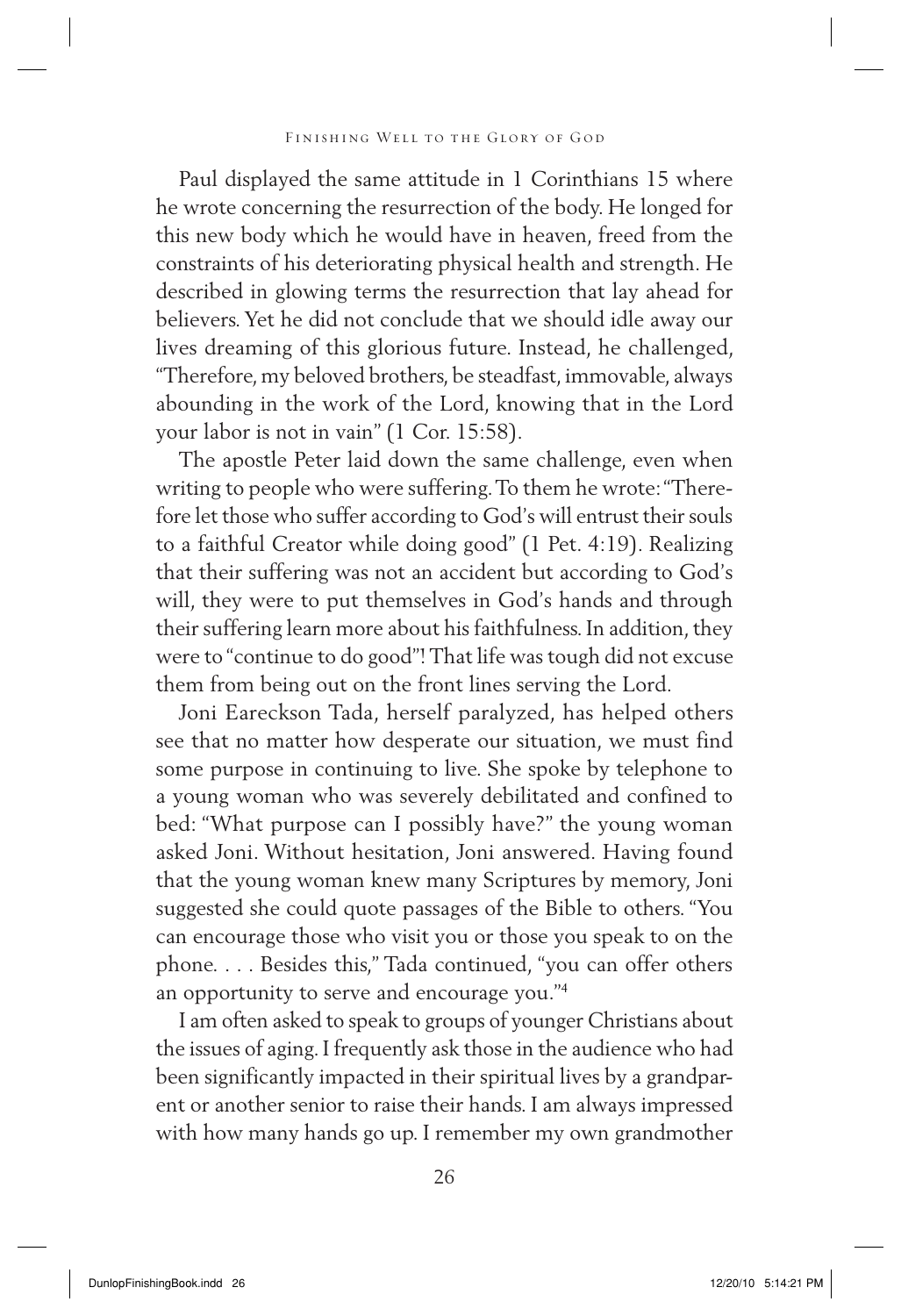Paul displayed the same attitude in 1 Corinthians 15 where he wrote concerning the resurrection of the body. He longed for this new body which he would have in heaven, freed from the constraints of his deteriorating physical health and strength. He described in glowing terms the resurrection that lay ahead for believers. Yet he did not conclude that we should idle away our lives dreaming of this glorious future. Instead, he challenged, "Therefore, my beloved brothers, be steadfast, immovable, always abounding in the work of the Lord, knowing that in the Lord your labor is not in vain" (1 Cor. 15:58).

The apostle Peter laid down the same challenge, even when writing to people who were suffering. To them he wrote: "Therefore let those who suffer according to God's will entrust their souls to a faithful Creator while doing good" (1 Pet. 4:19). Realizing that their suffering was not an accident but according to God's will, they were to put themselves in God's hands and through their suffering learn more about his faithfulness. In addition, they were to "continue to do good"! That life was tough did not excuse them from being out on the front lines serving the Lord.

Joni Eareckson Tada, herself paralyzed, has helped others see that no matter how desperate our situation, we must find some purpose in continuing to live. She spoke by telephone to a young woman who was severely debilitated and confined to bed: "What purpose can I possibly have?" the young woman asked Joni. Without hesitation, Joni answered. Having found that the young woman knew many Scriptures by memory, Joni suggested she could quote passages of the Bible to others. "You can encourage those who visit you or those you speak to on the phone. . . . Besides this," Tada continued, "you can offer others an opportunity to serve and encourage you."[4]

I am often asked to speak to groups of younger Christians about the issues of aging. I frequently ask those in the audience who had been significantly impacted in their spiritual lives by a grandparent or another senior to raise their hands. I am always impressed with how many hands go up. I remember my own grandmother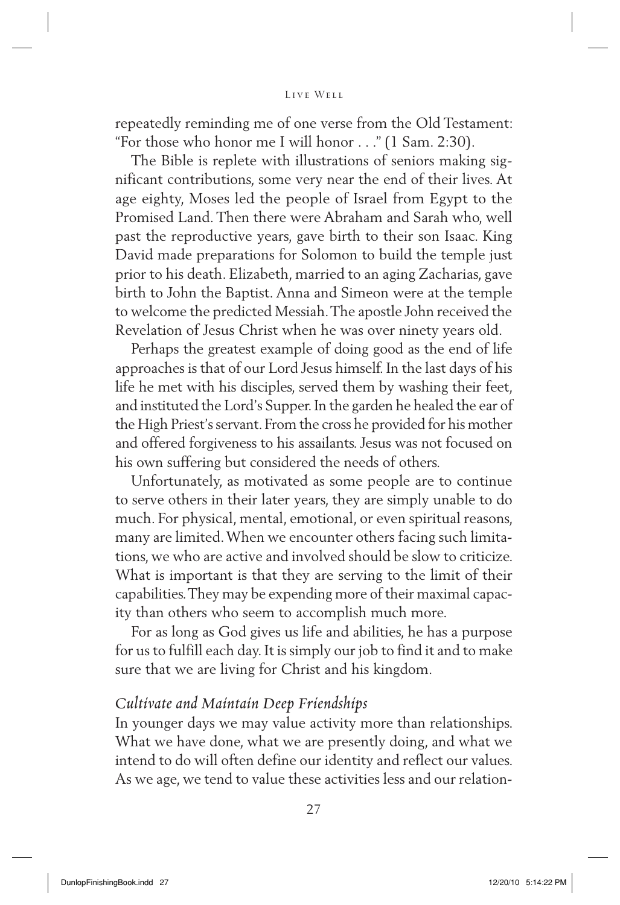repeatedly reminding me of one verse from the Old Testament: "For those who honor me I will honor . . ." (1 Sam. 2:30).

The Bible is replete with illustrations of seniors making significant contributions, some very near the end of their lives. At age eighty, Moses led the people of Israel from Egypt to the Promised Land. Then there were Abraham and Sarah who, well past the reproductive years, gave birth to their son Isaac. King David made preparations for Solomon to build the temple just prior to his death. Elizabeth, married to an aging Zacharias, gave birth to John the Baptist. Anna and Simeon were at the temple to welcome the predicted Messiah. The apostle John received the Revelation of Jesus Christ when he was over ninety years old.

Perhaps the greatest example of doing good as the end of life approaches is that of our Lord Jesus himself. In the last days of his life he met with his disciples, served them by washing their feet, and instituted the Lord's Supper. In the garden he healed the ear of the High Priest's servant. From the cross he provided for his mother and offered forgiveness to his assailants. Jesus was not focused on his own suffering but considered the needs of others.

Unfortunately, as motivated as some people are to continue to serve others in their later years, they are simply unable to do much. For physical, mental, emotional, or even spiritual reasons, many are limited. When we encounter others facing such limitations, we who are active and involved should be slow to criticize. What is important is that they are serving to the limit of their capabilities. They may be expending more of their maximal capacity than others who seem to accomplish much more.

For as long as God gives us life and abilities, he has a purpose for us to fulfill each day. It is simply our job to find it and to make sure that we are living for Christ and his kingdom.

### *Cultivate and Maintain Deep Friendships*

In younger days we may value activity more than relationships. What we have done, what we are presently doing, and what we intend to do will often define our identity and reflect our values. As we age, we tend to value these activities less and our relation-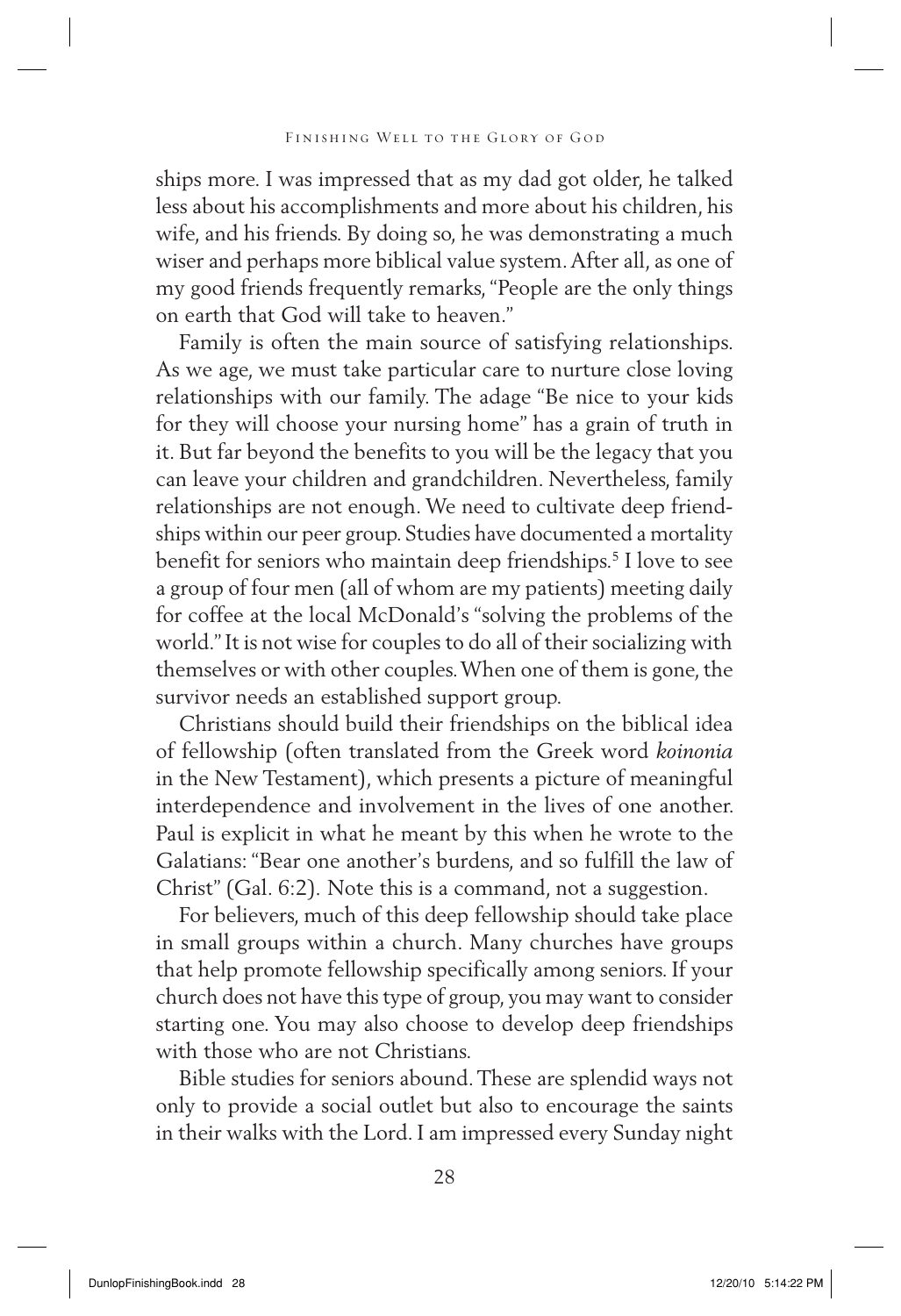ships more. I was impressed that as my dad got older, he talked less about his accomplishments and more about his children, his wife, and his friends. By doing so, he was demonstrating a much wiser and perhaps more biblical value system. After all, as one of my good friends frequently remarks, "People are the only things on earth that God will take to heaven."

Family is often the main source of satisfying relationships. As we age, we must take particular care to nurture close loving relationships with our family. The adage "Be nice to your kids for they will choose your nursing home" has a grain of truth in it. But far beyond the benefits to you will be the legacy that you can leave your children and grandchildren. Nevertheless, family relationships are not enough. We need to cultivate deep friendships within our peer group. Studies have documented a mortality benefit for seniors who maintain deep friendships.[5] I love to see a group of four men (all of whom are my patients) meeting daily for coffee at the local McDonald's "solving the problems of the world." It is not wise for couples to do all of their socializing with themselves or with other couples. When one of them is gone, the survivor needs an established support group.

Christians should build their friendships on the biblical idea of fellowship (often translated from the Greek word *koinonia* in the New Testament), which presents a picture of meaningful interdependence and involvement in the lives of one another. Paul is explicit in what he meant by this when he wrote to the Galatians: "Bear one another's burdens, and so fulfill the law of Christ" (Gal. 6:2). Note this is a command, not a suggestion.

For believers, much of this deep fellowship should take place in small groups within a church. Many churches have groups that help promote fellowship specifically among seniors. If your church does not have this type of group, you may want to consider starting one. You may also choose to develop deep friendships with those who are not Christians.

Bible studies for seniors abound. These are splendid ways not only to provide a social outlet but also to encourage the saints in their walks with the Lord. I am impressed every Sunday night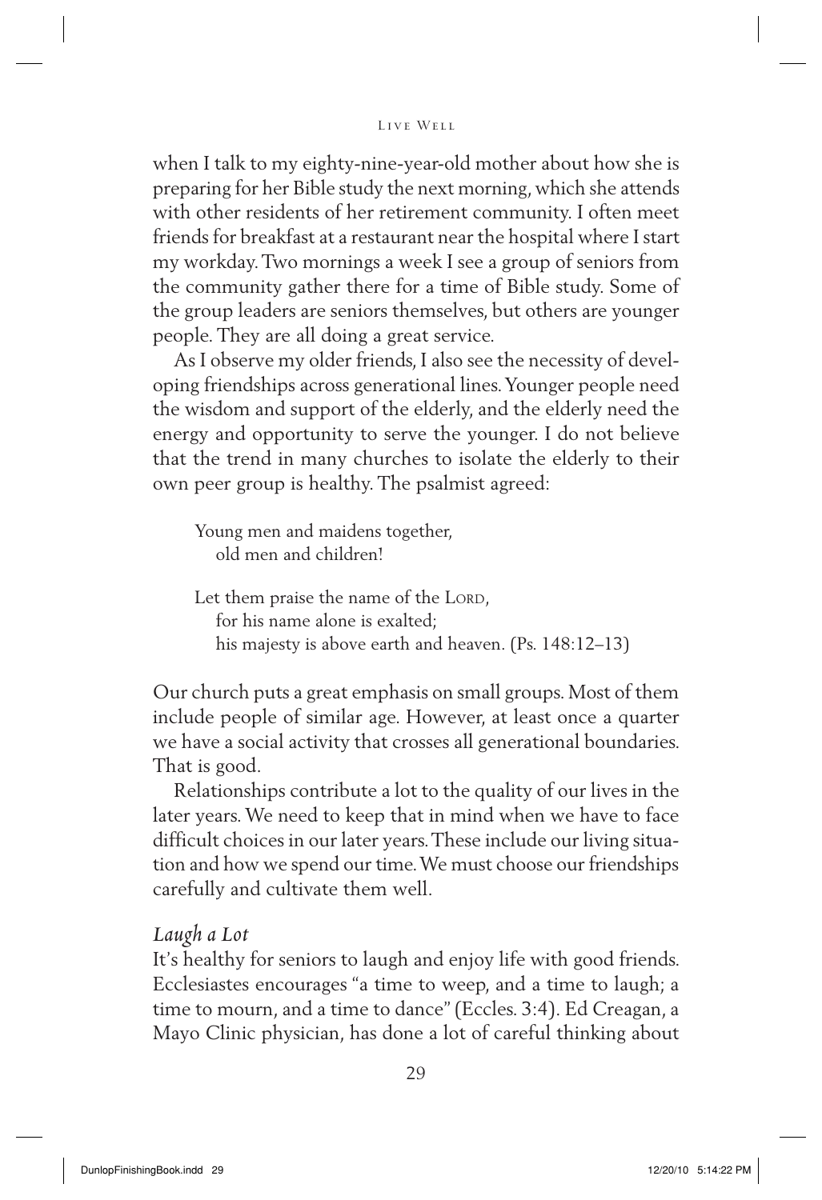when I talk to my eighty-nine-year-old mother about how she is preparing for her Bible study the next morning, which she attends with other residents of her retirement community. I often meet friends for breakfast at a restaurant near the hospital where I start my workday. Two mornings a week I see a group of seniors from the community gather there for a time of Bible study. Some of the group leaders are seniors themselves, but others are younger people. They are all doing a great service.

As I observe my older friends, I also see the necessity of developing friendships across generational lines. Younger people need the wisdom and support of the elderly, and the elderly need the energy and opportunity to serve the younger. I do not believe that the trend in many churches to isolate the elderly to their own peer group is healthy. The psalmist agreed:

> Young men and maidens together,
> old men and children!
>
> Let them praise the name of the LORD,
> for his name alone is exalted;
> his majesty is above earth and heaven. (Ps. 148:12–13)

Our church puts a great emphasis on small groups. Most of them include people of similar age. However, at least once a quarter we have a social activity that crosses all generational boundaries. That is good.

Relationships contribute a lot to the quality of our lives in the later years. We need to keep that in mind when we have to face difficult choices in our later years. These include our living situation and how we spend our time. We must choose our friendships carefully and cultivate them well.

### *Laugh a Lot*

It's healthy for seniors to laugh and enjoy life with good friends. Ecclesiastes encourages "a time to weep, and a time to laugh; a time to mourn, and a time to dance" (Eccles. 3:4). Ed Creagan, a Mayo Clinic physician, has done a lot of careful thinking about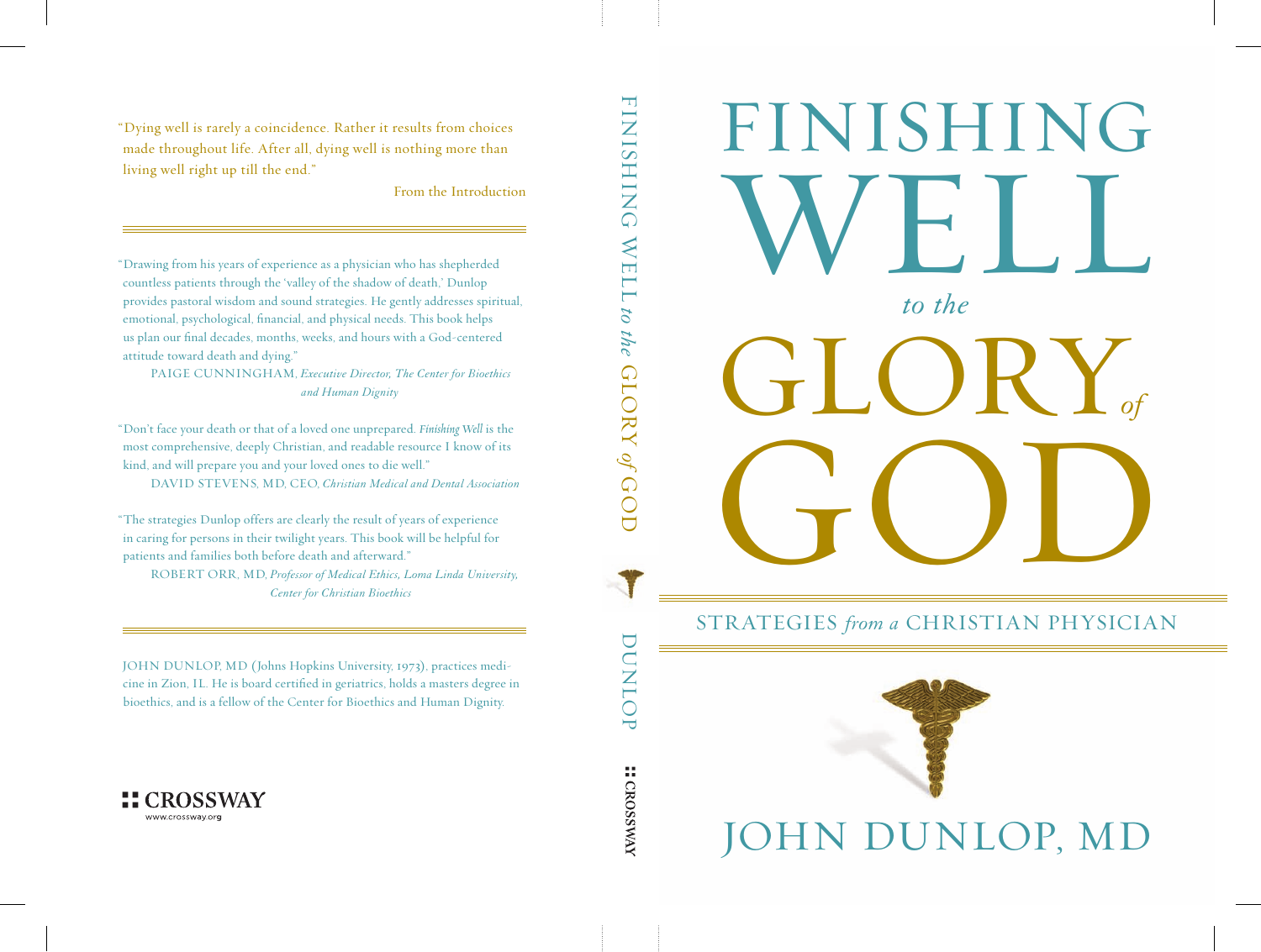"Dying well is rarely a coincidence. Rather it results from choices made throughout life. After all, dying well is nothing more than living well right up till the end."

From the Introduction

---

"Drawing from his years of experience as a physician who has shepherded countless patients through the 'valley of the shadow of death,' Dunlop provides pastoral wisdom and sound strategies. He gently addresses spiritual, emotional, psychological, financial, and physical needs. This book helps us plan our final decades, months, weeks, and hours with a God-centered attitude toward death and dying."

PAIGE CUNNINGHAM, *Executive Director, The Center for Bioethics and Human Dignity*

"Don't face your death or that of a loved one unprepared. *Finishing Well* is the most comprehensive, deeply Christian, and readable resource I know of its kind, and will prepare you and your loved ones to die well."

DAVID STEVENS, MD, CEO, *Christian Medical and Dental Association*

"The strategies Dunlop offers are clearly the result of years of experience in caring for persons in their twilight years. This book will be helpful for patients and families both before death and afterward."

ROBERT ORR, MD, *Professor of Medical Ethics, Loma Linda University, Center for Christian Bioethics*

---

JOHN DUNLOP, MD (Johns Hopkins University, 1973), practices medicine in Zion, IL. He is board certified in geriatrics, holds a masters degree in bioethics, and is a fellow of the Center for Bioethics and Human Dignity.

CROSSWAY
www.crossway.org

FINISHING WELL *to the* GLORY *of* GOD — DUNLOP — CROSSWAY

# FINISHING WELL *to the* GLORY *of* GOD

## STRATEGIES *from a* CHRISTIAN PHYSICIAN

JOHN DUNLOP, MD